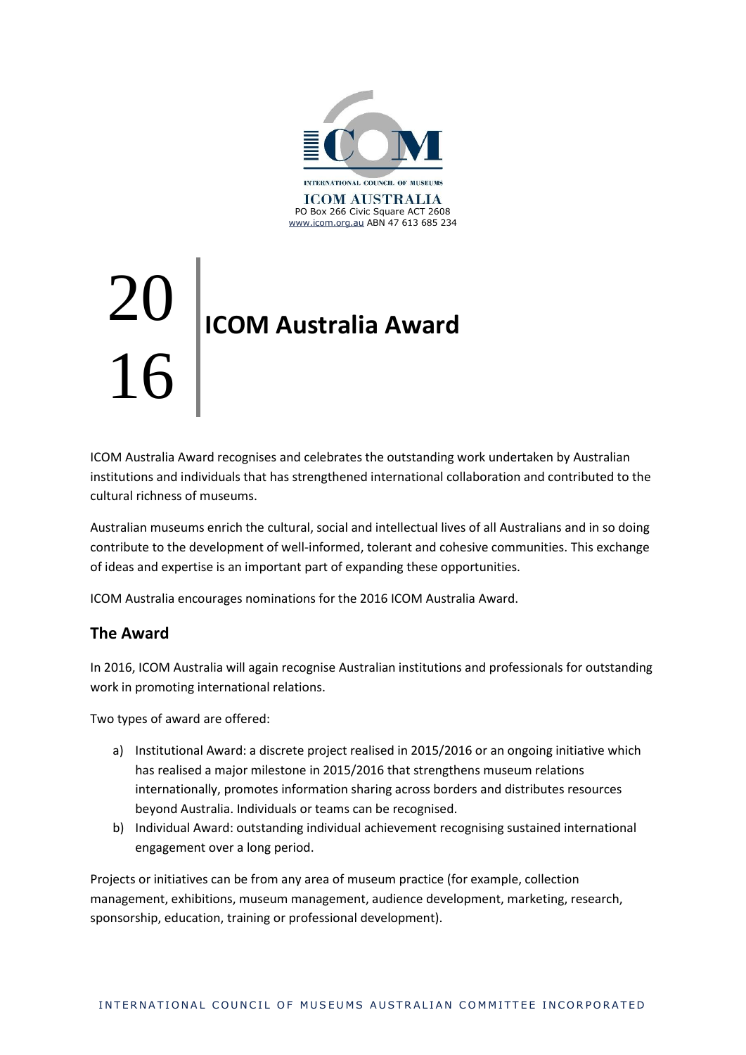INTERNATIONAL COUNCIL OF MUSEUMS

ICOM AUSTRALIA
PO Box 266 Civic Square ACT 2608
www.icom.org.au ABN 47 613 685 234

# 2016 ICOM Australia Award

ICOM Australia Award recognises and celebrates the outstanding work undertaken by Australian institutions and individuals that has strengthened international collaboration and contributed to the cultural richness of museums.

Australian museums enrich the cultural, social and intellectual lives of all Australians and in so doing contribute to the development of well-informed, tolerant and cohesive communities. This exchange of ideas and expertise is an important part of expanding these opportunities.

ICOM Australia encourages nominations for the 2016 ICOM Australia Award.

## The Award

In 2016, ICOM Australia will again recognise Australian institutions and professionals for outstanding work in promoting international relations.

Two types of award are offered:

a) Institutional Award: a discrete project realised in 2015/2016 or an ongoing initiative which has realised a major milestone in 2015/2016 that strengthens museum relations internationally, promotes information sharing across borders and distributes resources beyond Australia. Individuals or teams can be recognised.

b) Individual Award: outstanding individual achievement recognising sustained international engagement over a long period.

Projects or initiatives can be from any area of museum practice (for example, collection management, exhibitions, museum management, audience development, marketing, research, sponsorship, education, training or professional development).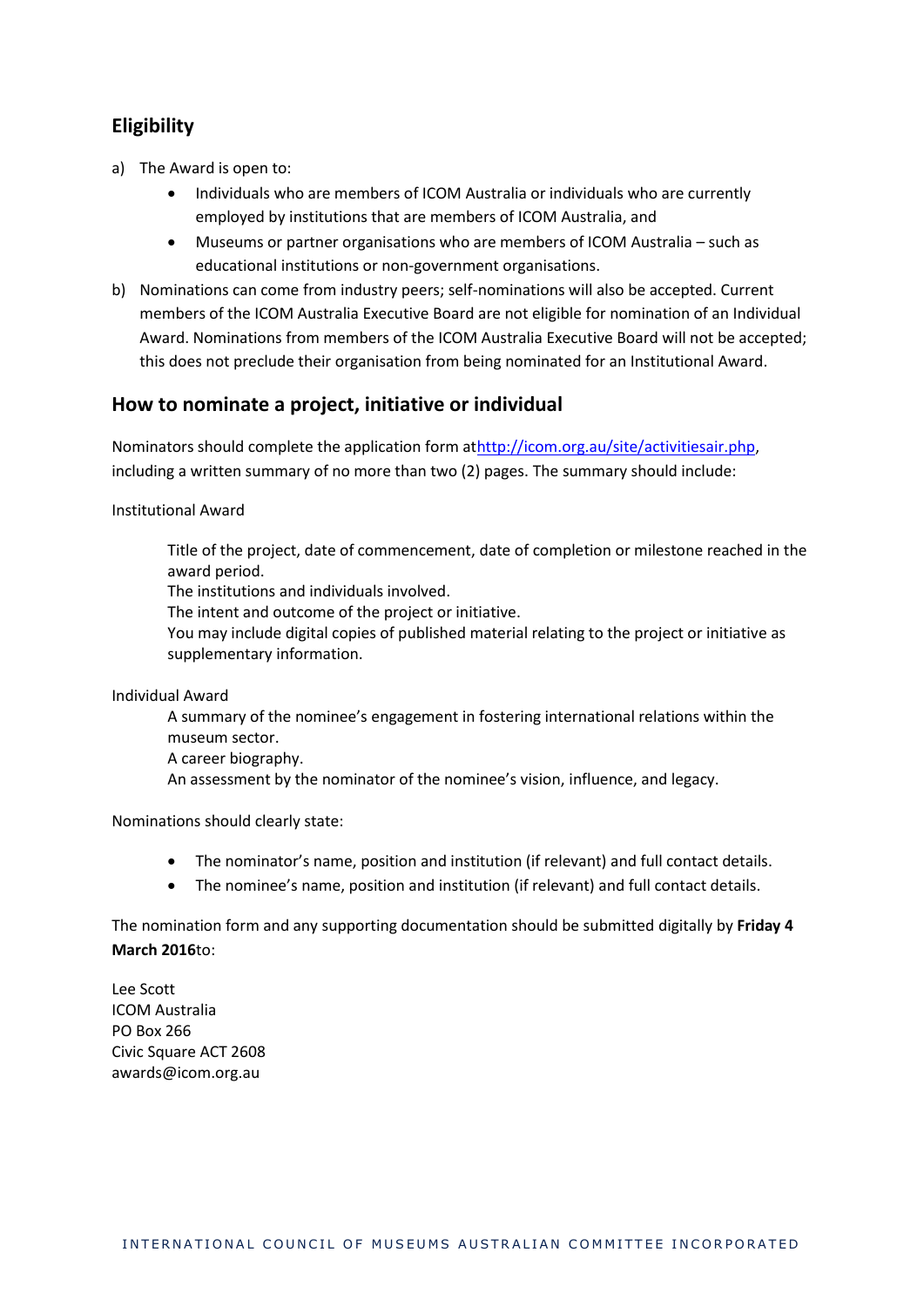## Eligibility

a) The Award is open to:
   - Individuals who are members of ICOM Australia or individuals who are currently employed by institutions that are members of ICOM Australia, and
   - Museums or partner organisations who are members of ICOM Australia – such as educational institutions or non-government organisations.

b) Nominations can come from industry peers; self-nominations will also be accepted. Current members of the ICOM Australia Executive Board are not eligible for nomination of an Individual Award. Nominations from members of the ICOM Australia Executive Board will not be accepted; this does not preclude their organisation from being nominated for an Institutional Award.

## How to nominate a project, initiative or individual

Nominators should complete the application form at[http://icom.org.au/site/activitiesair.php](http://icom.org.au/site/activitiesair.php), including a written summary of no more than two (2) pages. The summary should include:

Institutional Award

> Title of the project, date of commencement, date of completion or milestone reached in the award period.
> The institutions and individuals involved.
> The intent and outcome of the project or initiative.
> You may include digital copies of published material relating to the project or initiative as supplementary information.

Individual Award

> A summary of the nominee's engagement in fostering international relations within the museum sector.
> A career biography.
> An assessment by the nominator of the nominee's vision, influence, and legacy.

Nominations should clearly state:

- The nominator's name, position and institution (if relevant) and full contact details.
- The nominee's name, position and institution (if relevant) and full contact details.

The nomination form and any supporting documentation should be submitted digitally by **Friday 4 March 2016**to:

Lee Scott
ICOM Australia
PO Box 266
Civic Square ACT 2608
awards@icom.org.au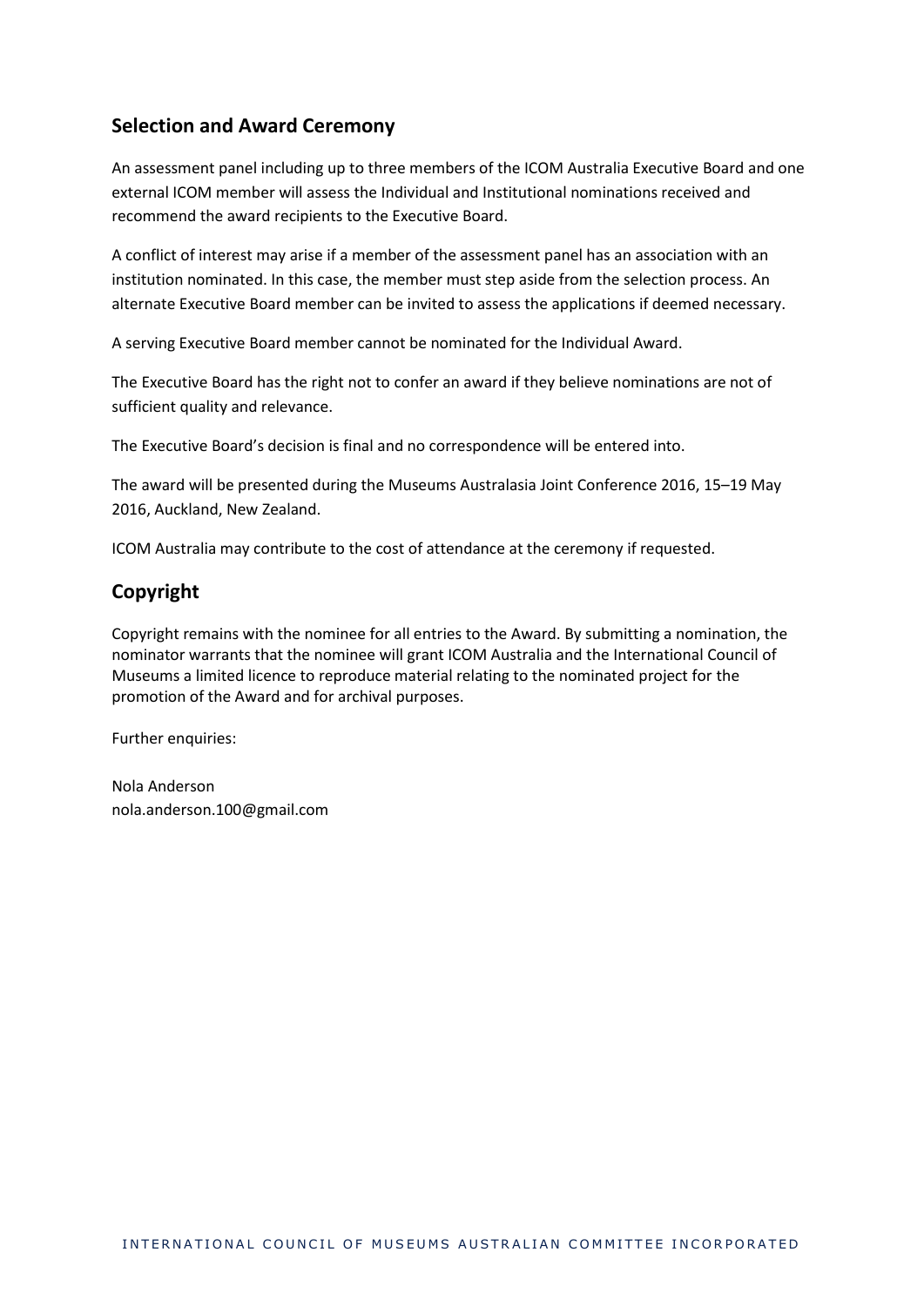## Selection and Award Ceremony

An assessment panel including up to three members of the ICOM Australia Executive Board and one external ICOM member will assess the Individual and Institutional nominations received and recommend the award recipients to the Executive Board.

A conflict of interest may arise if a member of the assessment panel has an association with an institution nominated. In this case, the member must step aside from the selection process. An alternate Executive Board member can be invited to assess the applications if deemed necessary.

A serving Executive Board member cannot be nominated for the Individual Award.

The Executive Board has the right not to confer an award if they believe nominations are not of sufficient quality and relevance.

The Executive Board's decision is final and no correspondence will be entered into.

The award will be presented during the Museums Australasia Joint Conference 2016, 15–19 May 2016, Auckland, New Zealand.

ICOM Australia may contribute to the cost of attendance at the ceremony if requested.

## Copyright

Copyright remains with the nominee for all entries to the Award. By submitting a nomination, the nominator warrants that the nominee will grant ICOM Australia and the International Council of Museums a limited licence to reproduce material relating to the nominated project for the promotion of the Award and for archival purposes.

Further enquiries:

Nola Anderson
nola.anderson.100@gmail.com